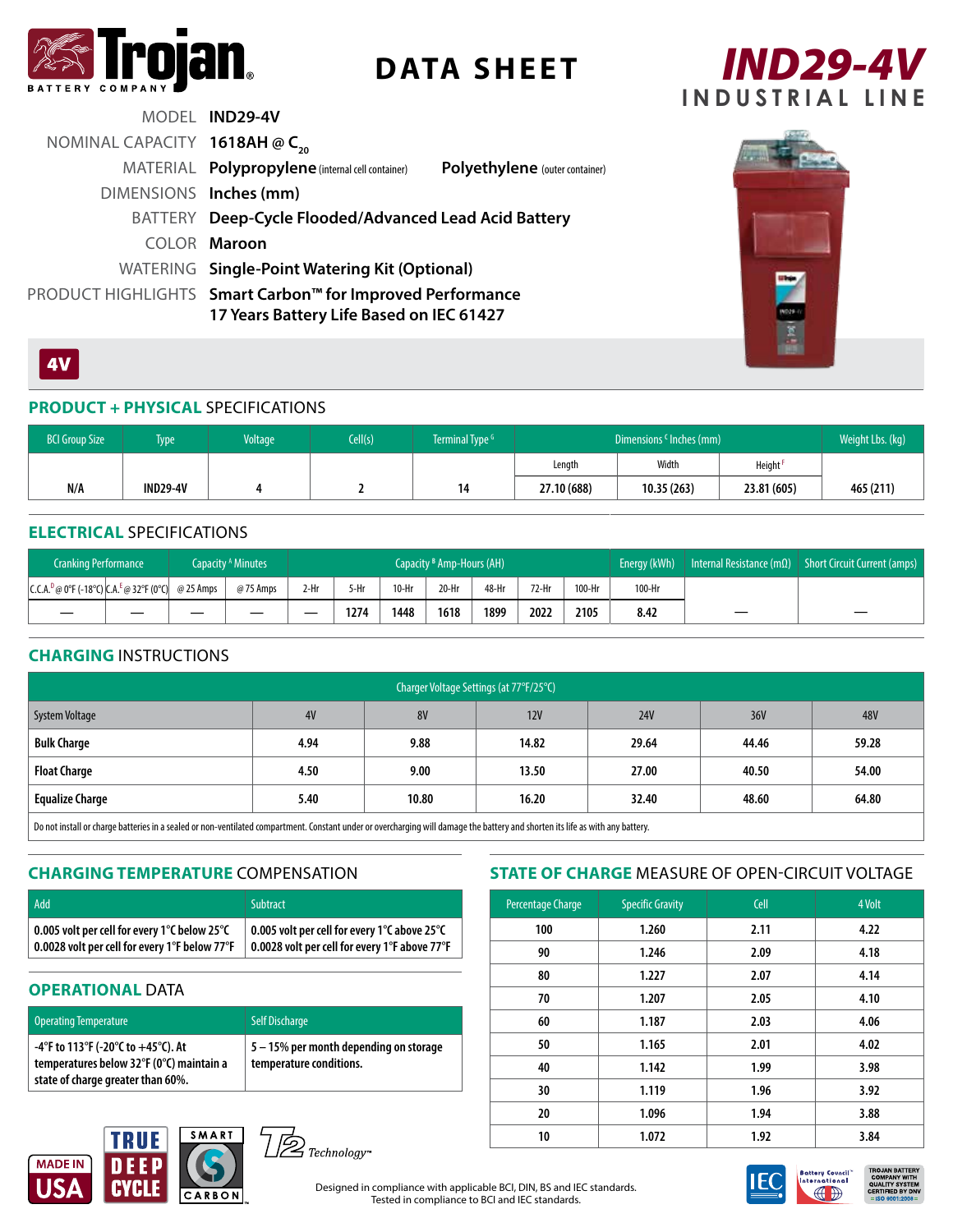# Trojan Battery Company — DATA SHEET

# IND29-4V
## INDUSTRIAL LINE

MODEL **IND29-4V**

NOMINAL CAPACITY **1618AH @ $C_{20}$**

MATERIAL **Polypropylene** (internal cell container) **Polyethylene** (outer container)

DIMENSIONS **Inches (mm)**

BATTERY **Deep-Cycle Flooded/Advanced Lead Acid Battery**

COLOR **Maroon**

WATERING **Single-Point Watering Kit (Optional)**

PRODUCT HIGHLIGHTS **Smart Carbon™ for Improved Performance**
**17 Years Battery Life Based on IEC 61427**

**4V**

## PRODUCT + PHYSICAL SPECIFICATIONS

| BCI Group Size | Type | Voltage | Cell(s) | Terminal Type [G] | Dimensions [C] Inches (mm) | | | Weight Lbs. (kg) |
|---|---|---|---|---|---|---|---|---|
| | | | | | Length | Width | Height [F] | |
| N/A | IND29-4V | 4 | 2 | 14 | 27.10 (688) | 10.35 (263) | 23.81 (605) | 465 (211) |

## ELECTRICAL SPECIFICATIONS

| Cranking Performance | | Capacity [A] Minutes | | Capacity [B] Amp-Hours (AH) | | | | | | | Energy (kWh) | Internal Resistance (mΩ) | Short Circuit Current (amps) |
|---|---|---|---|---|---|---|---|---|---|---|---|---|---|
| C.C.A.[D] @ 0°F (-18°C) | C.A.[E] @ 32°F (0°C) | @ 25 Amps | @ 75 Amps | 2-Hr | 5-Hr | 10-Hr | 20-Hr | 48-Hr | 72-Hr | 100-Hr | 100-Hr | | |
| — | — | — | — | — | 1274 | 1448 | 1618 | 1899 | 2022 | 2105 | 8.42 | — | — |

## CHARGING INSTRUCTIONS

| Charger Voltage Settings (at 77°F/25°C) | | | | | | |
|---|---|---|---|---|---|---|
| System Voltage | 4V | 8V | 12V | 24V | 36V | 48V |
| **Bulk Charge** | 4.94 | 9.88 | 14.82 | 29.64 | 44.46 | 59.28 |
| **Float Charge** | 4.50 | 9.00 | 13.50 | 27.00 | 40.50 | 54.00 |
| **Equalize Charge** | 5.40 | 10.80 | 16.20 | 32.40 | 48.60 | 64.80 |

Do not install or charge batteries in a sealed or non-ventilated compartment. Constant under or overcharging will damage the battery and shorten its life as with any battery.

## CHARGING TEMPERATURE COMPENSATION

| Add | Subtract |
|---|---|
| 0.005 volt per cell for every 1°C below 25°C<br>0.0028 volt per cell for every 1°F below 77°F | 0.005 volt per cell for every 1°C above 25°C<br>0.0028 volt per cell for every 1°F above 77°F |

## OPERATIONAL DATA

| Operating Temperature | Self Discharge |
|---|---|
| -4°F to 113°F (-20°C to +45°C). At temperatures below 32°F (0°C) maintain a state of charge greater than 60%. | 5 – 15% per month depending on storage temperature conditions. |

## STATE OF CHARGE MEASURE OF OPEN-CIRCUIT VOLTAGE

| Percentage Charge | Specific Gravity | Cell | 4 Volt |
|---|---|---|---|
| 100 | 1.260 | 2.11 | 4.22 |
| 90 | 1.246 | 2.09 | 4.18 |
| 80 | 1.227 | 2.07 | 4.14 |
| 70 | 1.207 | 2.05 | 4.10 |
| 60 | 1.187 | 2.03 | 4.06 |
| 50 | 1.165 | 2.01 | 4.02 |
| 40 | 1.142 | 1.99 | 3.98 |
| 30 | 1.119 | 1.96 | 3.92 |
| 20 | 1.096 | 1.94 | 3.88 |
| 10 | 1.072 | 1.92 | 3.84 |

MADE IN USA — TRUE DEEP CYCLE — SMART CARBON — T2 Technology™

Designed in compliance with applicable BCI, DIN, BS and IEC standards.
Tested in compliance to BCI and IEC standards.

TROJAN BATTERY COMPANY WITH QUALITY SYSTEM CERTIFIED BY DNV = ISO 9001:2008 =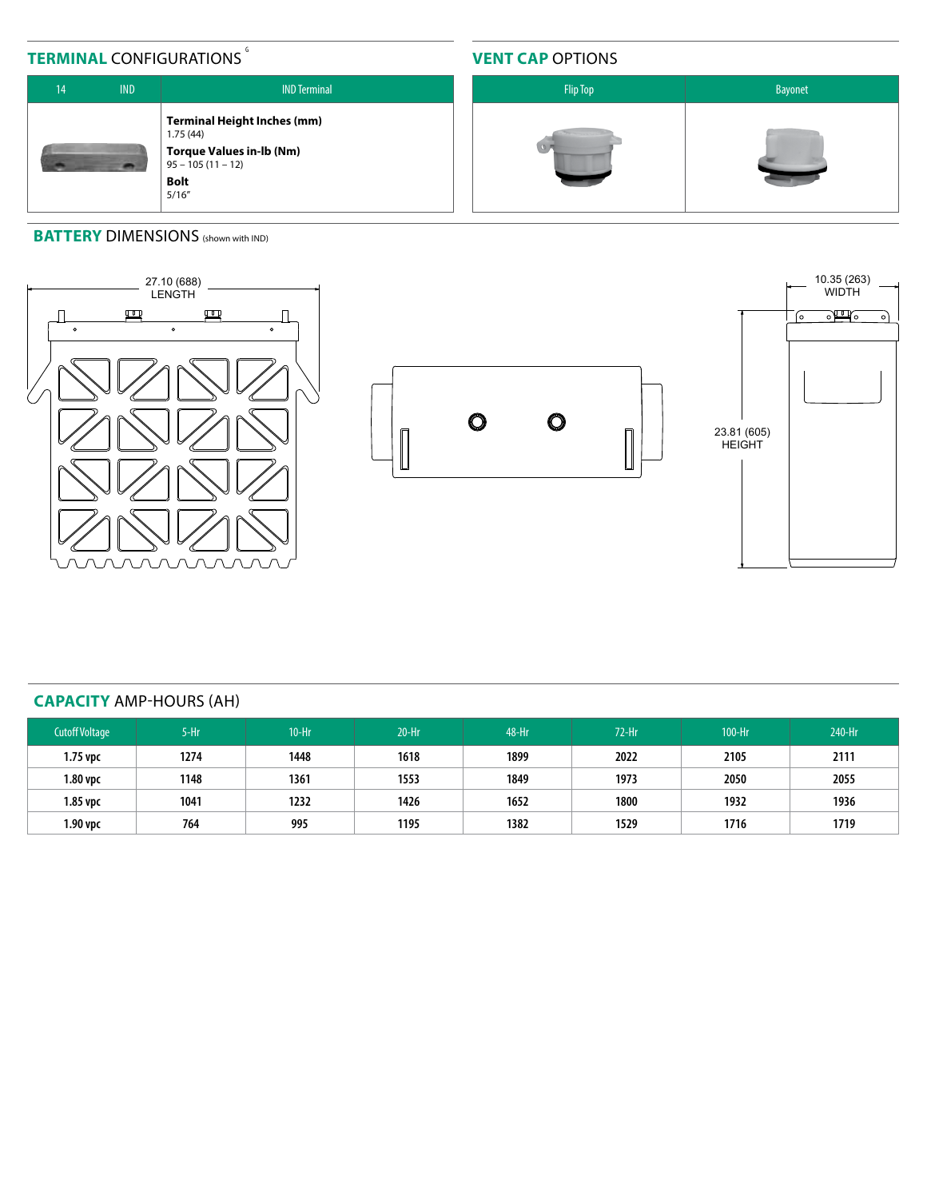## TERMINAL CONFIGURATIONS [6]

| 14 | IND | IND Terminal |
|---|---|---|
| | | **Terminal Height Inches (mm)**<br>1.75 (44)<br>**Torque Values in-lb (Nm)**<br>95 – 105 (11 – 12)<br>**Bolt**<br>5/16" |

## VENT CAP OPTIONS

| Flip Top | Bayonet |
|---|---|
| | |

## BATTERY DIMENSIONS (shown with IND)

27.10 (688) LENGTH

10.35 (263) WIDTH

23.81 (605) HEIGHT

## CAPACITY AMP-HOURS (AH)

| Cutoff Voltage | 5-Hr | 10-Hr | 20-Hr | 48-Hr | 72-Hr | 100-Hr | 240-Hr |
|---|---|---|---|---|---|---|---|
| 1.75 vpc | 1274 | 1448 | 1618 | 1899 | 2022 | 2105 | 2111 |
| 1.80 vpc | 1148 | 1361 | 1553 | 1849 | 1973 | 2050 | 2055 |
| 1.85 vpc | 1041 | 1232 | 1426 | 1652 | 1800 | 1932 | 1936 |
| 1.90 vpc | 764 | 995 | 1195 | 1382 | 1529 | 1716 | 1719 |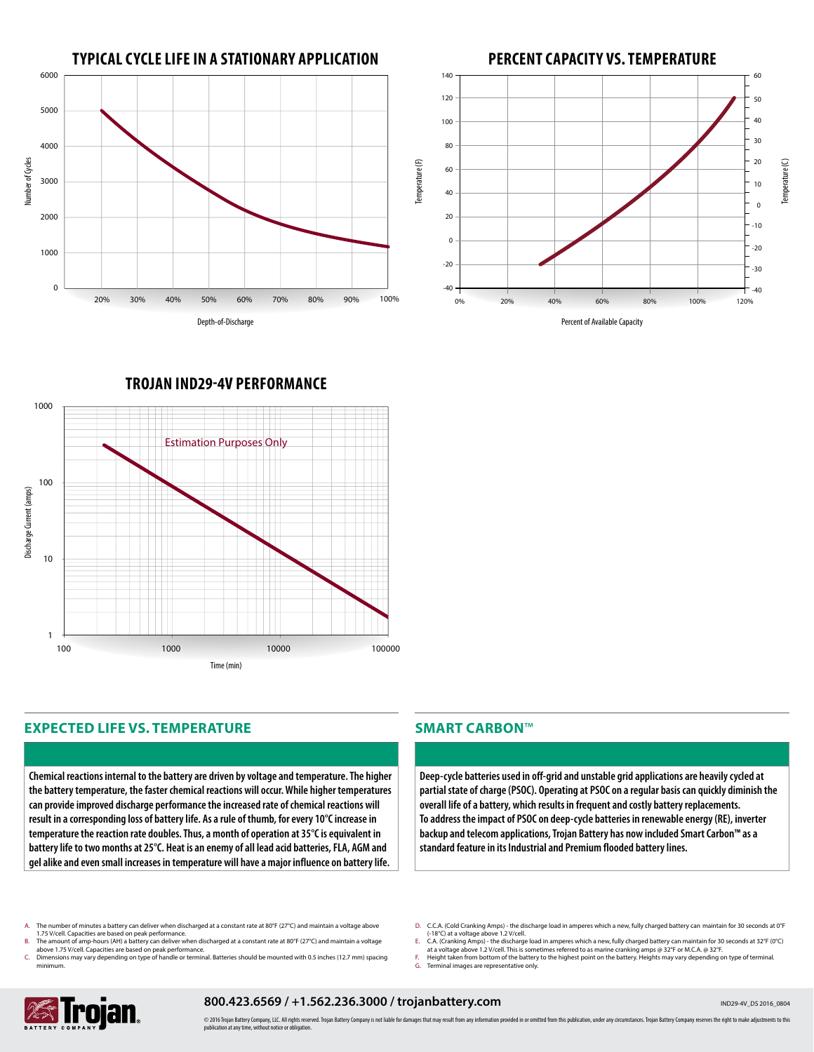## TYPICAL CYCLE LIFE IN A STATIONARY APPLICATION

Number of Cycles

6000
5000
4000
3000
2000
1000
0

20% 30% 40% 50% 60% 70% 80% 90% 100%

Depth-of-Discharge

## PERCENT CAPACITY VS. TEMPERATURE

Temperature (F)

140
120
100
80
60
40
20
0
-20
-40

Temperature (C)

60
50
40
30
20
10
0
-10
-20
-30
-40

0% 20% 40% 60% 80% 100% 120%

Percent of Available Capacity

## TROJAN IND29-4V PERFORMANCE

Estimation Purposes Only

Discharge Current (amps)

1000
100
10
1

100 1000 10000 100000

Time (min)

## EXPECTED LIFE VS. TEMPERATURE

**Chemical reactions internal to the battery are driven by voltage and temperature. The higher the battery temperature, the faster chemical reactions will occur. While higher temperatures can provide improved discharge performance the increased rate of chemical reactions will result in a corresponding loss of battery life. As a rule of thumb, for every 10°C increase in temperature the reaction rate doubles. Thus, a month of operation at 35°C is equivalent in battery life to two months at 25°C. Heat is an enemy of all lead acid batteries, FLA, AGM and gel alike and even small increases in temperature will have a major influence on battery life.**

## SMART CARBON™

**Deep-cycle batteries used in off-grid and unstable grid applications are heavily cycled at partial state of charge (PSOC). Operating at PSOC on a regular basis can quickly diminish the overall life of a battery, which results in frequent and costly battery replacements. To address the impact of PSOC on deep-cycle batteries in renewable energy (RE), inverter backup and telecom applications, Trojan Battery has now included Smart Carbon™ as a standard feature in its Industrial and Premium flooded battery lines.**

A. The number of minutes a battery can deliver when discharged at a constant rate at 80°F (27°C) and maintain a voltage above 1.75 V/cell. Capacities are based on peak performance.
B. The amount of amp-hours (AH) a battery can deliver when discharged at a constant rate at 80°F (27°C) and maintain a voltage above 1.75 V/cell. Capacities are based on peak performance.
C. Dimensions may vary depending on type of handle or terminal. Batteries should be mounted with 0.5 inches (12.7 mm) spacing minimum.
D. C.C.A. (Cold Cranking Amps) - the discharge load in amperes which a new, fully charged battery can maintain for 30 seconds at 0°F (-18°C) at a voltage above 1.2 V/cell.
E. C.A. (Cranking Amps) - the discharge load in amperes which a new, fully charged battery can maintain for 30 seconds at 32°F (0°C) at a voltage above 1.2 V/cell. This is sometimes referred to as marine cranking amps @ 32°F or M.C.A. @ 32°F.
F. Height taken from bottom of the battery to the highest point on the battery. Heights may vary depending on type of terminal.
G. Terminal images are representative only.

Trojan BATTERY COMPANY

**800.423.6569 / +1.562.236.3000 / trojanbattery.com**

IND29-4V_DS 2016_0804

© 2016 Trojan Battery Company, LLC. All rights reserved. Trojan Battery Company is not liable for damages that may result from any information provided in or omitted from this publication, under any circumstances. Trojan Battery Company reserves the right to make adjustments to this publication at any time, without notice or obligation.